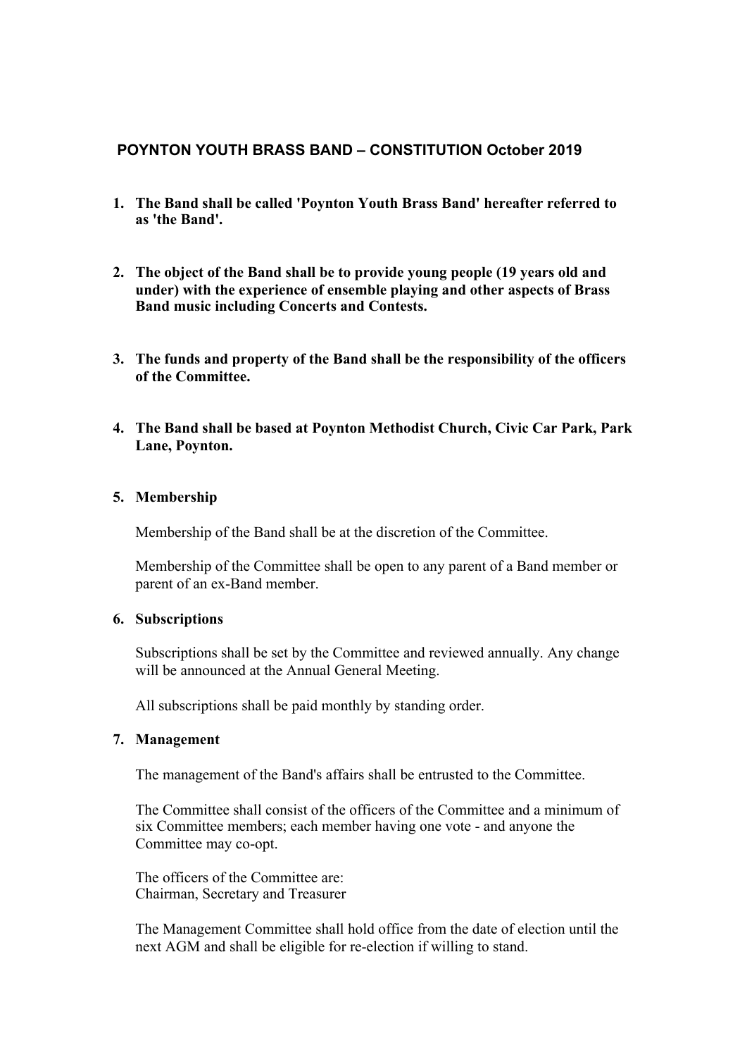## POYNTON YOUTH BRASS BAND – CONSTITUTION October 2019

1. **The Band shall be called 'Poynton Youth Brass Band' hereafter referred to as 'the Band'.**

2. **The object of the Band shall be to provide young people (19 years old and under) with the experience of ensemble playing and other aspects of Brass Band music including Concerts and Contests.**

3. **The funds and property of the Band shall be the responsibility of the officers of the Committee.**

4. **The Band shall be based at Poynton Methodist Church, Civic Car Park, Park Lane, Poynton.**

5. **Membership**

   Membership of the Band shall be at the discretion of the Committee.

   Membership of the Committee shall be open to any parent of a Band member or parent of an ex-Band member.

6. **Subscriptions**

   Subscriptions shall be set by the Committee and reviewed annually. Any change will be announced at the Annual General Meeting.

   All subscriptions shall be paid monthly by standing order.

7. **Management**

   The management of the Band's affairs shall be entrusted to the Committee.

   The Committee shall consist of the officers of the Committee and a minimum of six Committee members; each member having one vote - and anyone the Committee may co-opt.

   The officers of the Committee are:
   Chairman, Secretary and Treasurer

   The Management Committee shall hold office from the date of election until the next AGM and shall be eligible for re-election if willing to stand.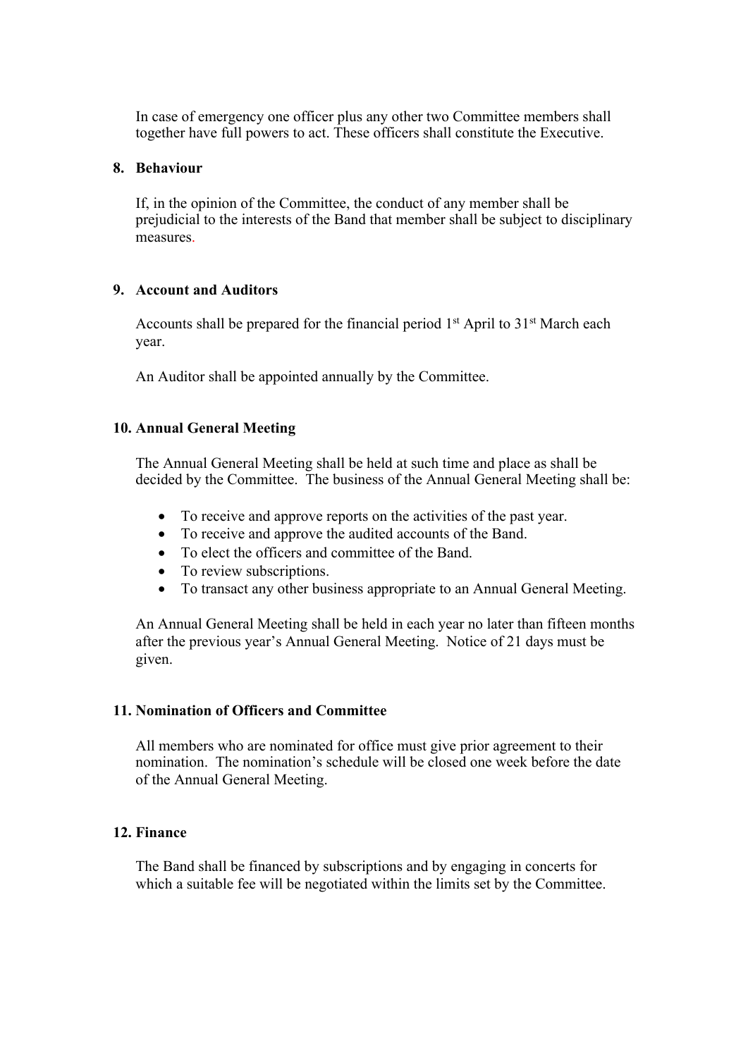In case of emergency one officer plus any other two Committee members shall together have full powers to act. These officers shall constitute the Executive.

## 8. Behaviour

If, in the opinion of the Committee, the conduct of any member shall be prejudicial to the interests of the Band that member shall be subject to disciplinary measures.

## 9. Account and Auditors

Accounts shall be prepared for the financial period 1st April to 31st March each year.

An Auditor shall be appointed annually by the Committee.

## 10. Annual General Meeting

The Annual General Meeting shall be held at such time and place as shall be decided by the Committee. The business of the Annual General Meeting shall be:

- To receive and approve reports on the activities of the past year.
- To receive and approve the audited accounts of the Band.
- To elect the officers and committee of the Band.
- To review subscriptions.
- To transact any other business appropriate to an Annual General Meeting.

An Annual General Meeting shall be held in each year no later than fifteen months after the previous year's Annual General Meeting. Notice of 21 days must be given.

## 11. Nomination of Officers and Committee

All members who are nominated for office must give prior agreement to their nomination. The nomination's schedule will be closed one week before the date of the Annual General Meeting.

## 12. Finance

The Band shall be financed by subscriptions and by engaging in concerts for which a suitable fee will be negotiated within the limits set by the Committee.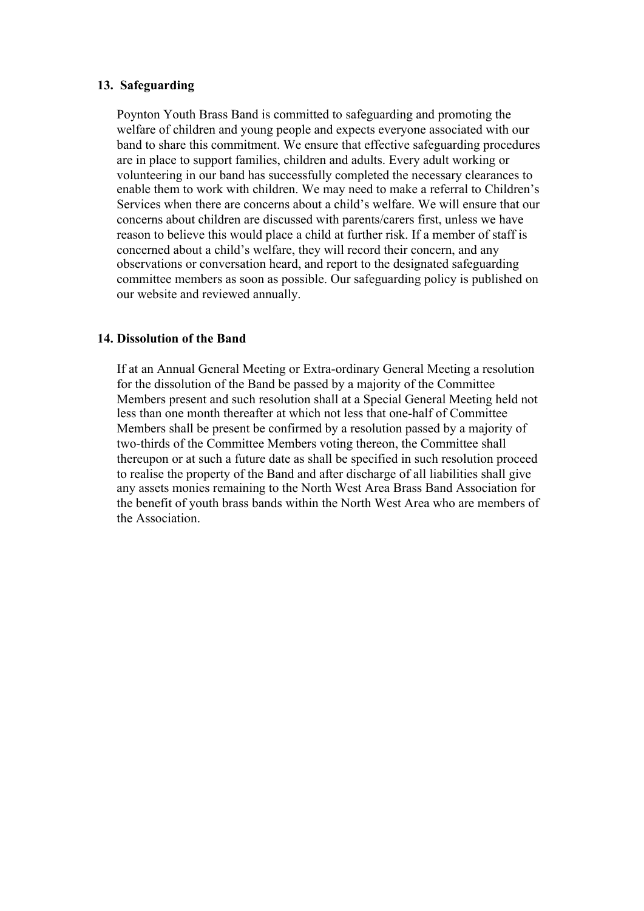## 13. Safeguarding

Poynton Youth Brass Band is committed to safeguarding and promoting the welfare of children and young people and expects everyone associated with our band to share this commitment. We ensure that effective safeguarding procedures are in place to support families, children and adults. Every adult working or volunteering in our band has successfully completed the necessary clearances to enable them to work with children. We may need to make a referral to Children's Services when there are concerns about a child's welfare. We will ensure that our concerns about children are discussed with parents/carers first, unless we have reason to believe this would place a child at further risk. If a member of staff is concerned about a child's welfare, they will record their concern, and any observations or conversation heard, and report to the designated safeguarding committee members as soon as possible. Our safeguarding policy is published on our website and reviewed annually.

## 14. Dissolution of the Band

If at an Annual General Meeting or Extra-ordinary General Meeting a resolution for the dissolution of the Band be passed by a majority of the Committee Members present and such resolution shall at a Special General Meeting held not less than one month thereafter at which not less that one-half of Committee Members shall be present be confirmed by a resolution passed by a majority of two-thirds of the Committee Members voting thereon, the Committee shall thereupon or at such a future date as shall be specified in such resolution proceed to realise the property of the Band and after discharge of all liabilities shall give any assets monies remaining to the North West Area Brass Band Association for the benefit of youth brass bands within the North West Area who are members of the Association.